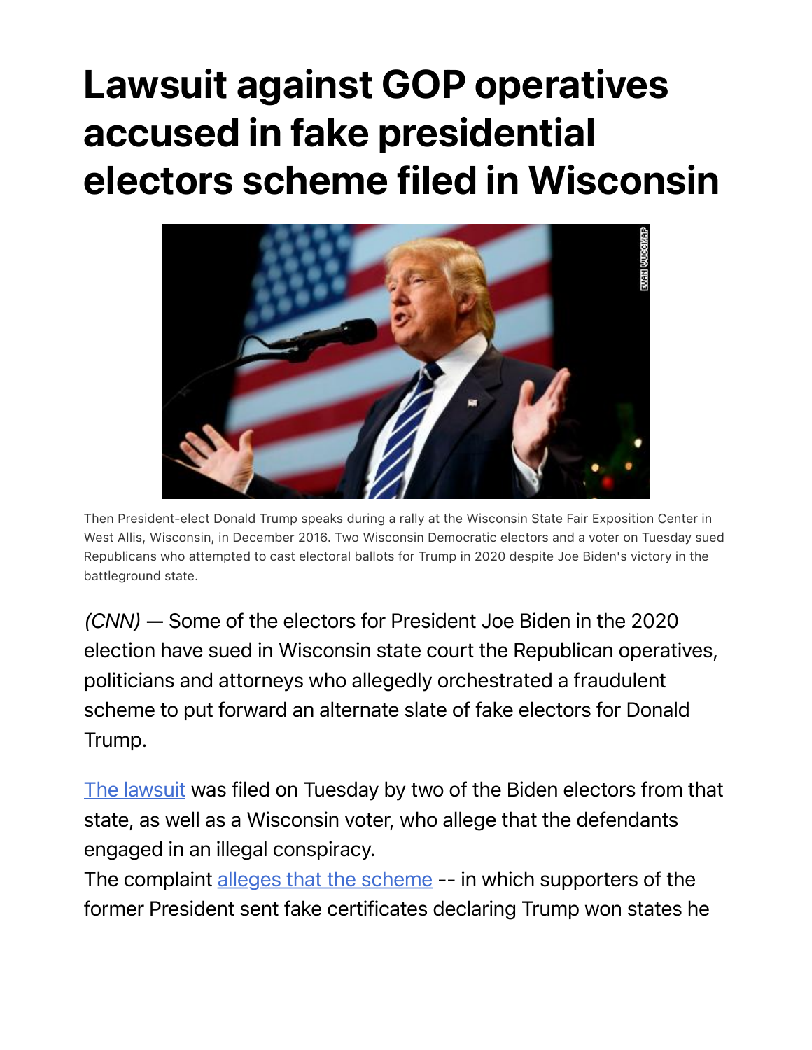# Lawsuit against GOP operatives accused in fake presidential electors scheme filed in Wisconsin

Then President-elect Donald Trump speaks during a rally at the Wisconsin State Fair Exposition Center in West Allis, Wisconsin, in December 2016. Two Wisconsin Democratic electors and a voter on Tuesday sued Republicans who attempted to cast electoral ballots for Trump in 2020 despite Joe Biden's victory in the battleground state.

*(CNN)* — Some of the electors for President Joe Biden in the 2020 election have sued in Wisconsin state court the Republican operatives, politicians and attorneys who allegedly orchestrated a fraudulent scheme to put forward an alternate slate of fake electors for Donald Trump.

[The lawsuit] was filed on Tuesday by two of the Biden electors from that state, as well as a Wisconsin voter, who allege that the defendants engaged in an illegal conspiracy.

The complaint [alleges that the scheme] -- in which supporters of the former President sent fake certificates declaring Trump won states he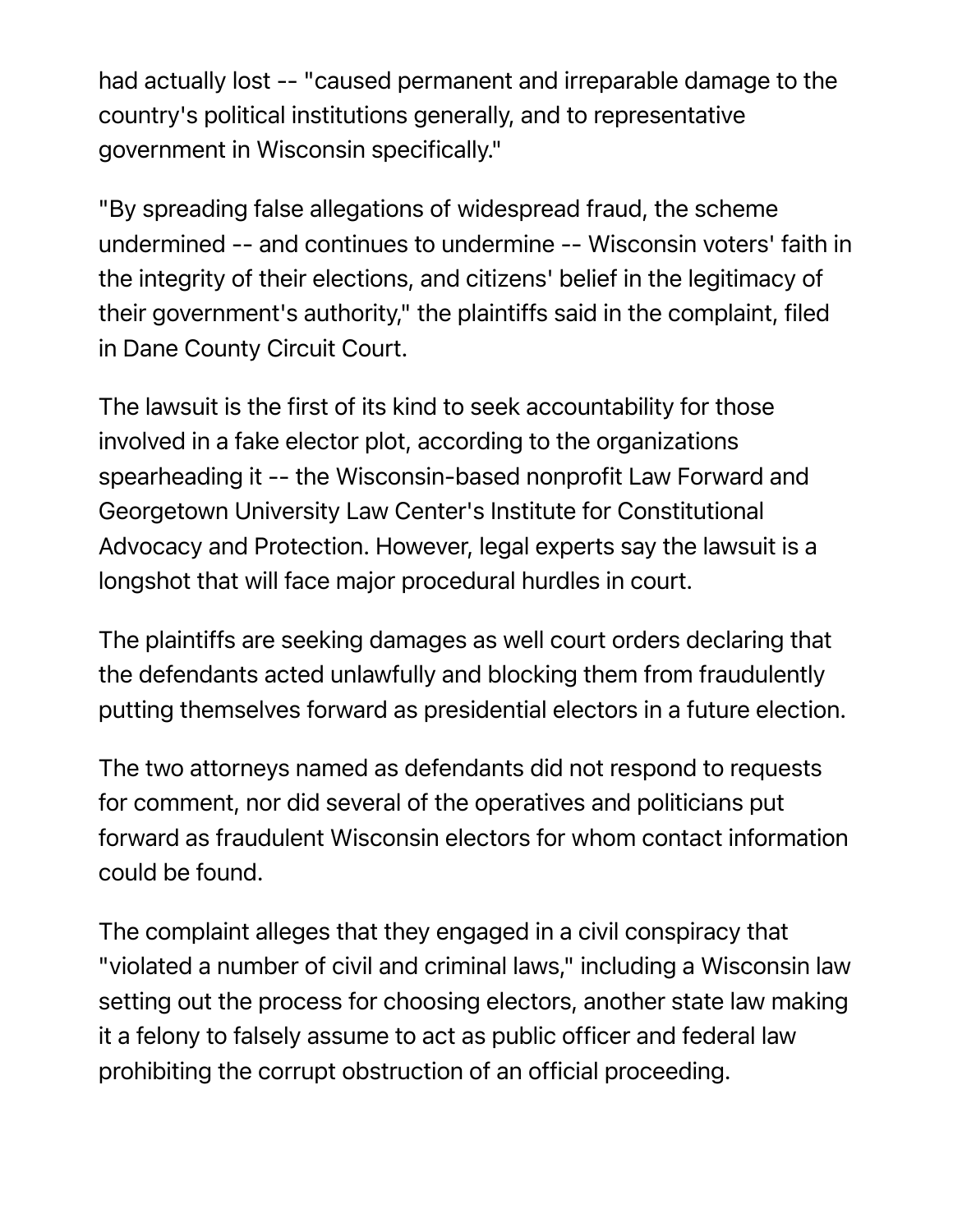had actually lost -- "caused permanent and irreparable damage to the country's political institutions generally, and to representative government in Wisconsin specifically."

"By spreading false allegations of widespread fraud, the scheme undermined -- and continues to undermine -- Wisconsin voters' faith in the integrity of their elections, and citizens' belief in the legitimacy of their government's authority," the plaintiffs said in the complaint, filed in Dane County Circuit Court.

The lawsuit is the first of its kind to seek accountability for those involved in a fake elector plot, according to the organizations spearheading it -- the Wisconsin-based nonprofit Law Forward and Georgetown University Law Center's Institute for Constitutional Advocacy and Protection. However, legal experts say the lawsuit is a longshot that will face major procedural hurdles in court.

The plaintiffs are seeking damages as well court orders declaring that the defendants acted unlawfully and blocking them from fraudulently putting themselves forward as presidential electors in a future election.

The two attorneys named as defendants did not respond to requests for comment, nor did several of the operatives and politicians put forward as fraudulent Wisconsin electors for whom contact information could be found.

The complaint alleges that they engaged in a civil conspiracy that "violated a number of civil and criminal laws," including a Wisconsin law setting out the process for choosing electors, another state law making it a felony to falsely assume to act as public officer and federal law prohibiting the corrupt obstruction of an official proceeding.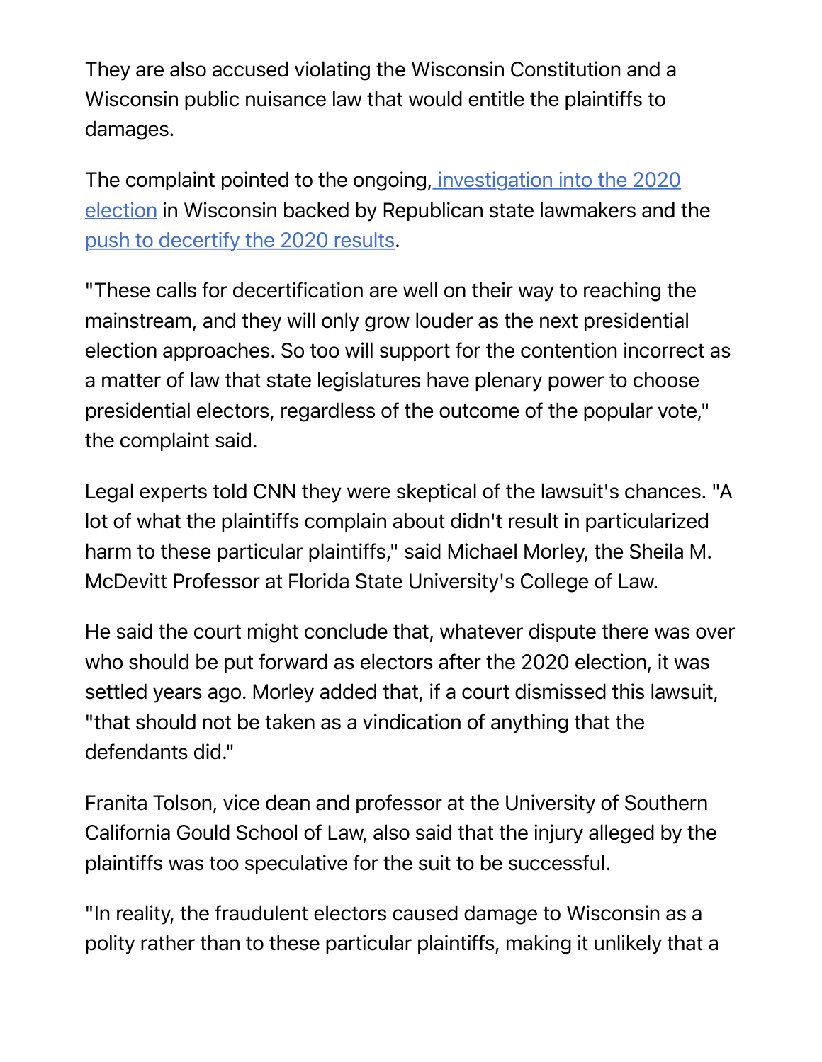They are also accused violating the Wisconsin Constitution and a Wisconsin public nuisance law that would entitle the plaintiffs to damages.

The complaint pointed to the ongoing, investigation into the 2020 election in Wisconsin backed by Republican state lawmakers and the push to decertify the 2020 results.

"These calls for decertification are well on their way to reaching the mainstream, and they will only grow louder as the next presidential election approaches. So too will support for the contention incorrect as a matter of law that state legislatures have plenary power to choose presidential electors, regardless of the outcome of the popular vote," the complaint said.

Legal experts told CNN they were skeptical of the lawsuit's chances. "A lot of what the plaintiffs complain about didn't result in particularized harm to these particular plaintiffs," said Michael Morley, the Sheila M. McDevitt Professor at Florida State University's College of Law.

He said the court might conclude that, whatever dispute there was over who should be put forward as electors after the 2020 election, it was settled years ago. Morley added that, if a court dismissed this lawsuit, "that should not be taken as a vindication of anything that the defendants did."

Franita Tolson, vice dean and professor at the University of Southern California Gould School of Law, also said that the injury alleged by the plaintiffs was too speculative for the suit to be successful.

"In reality, the fraudulent electors caused damage to Wisconsin as a polity rather than to these particular plaintiffs, making it unlikely that a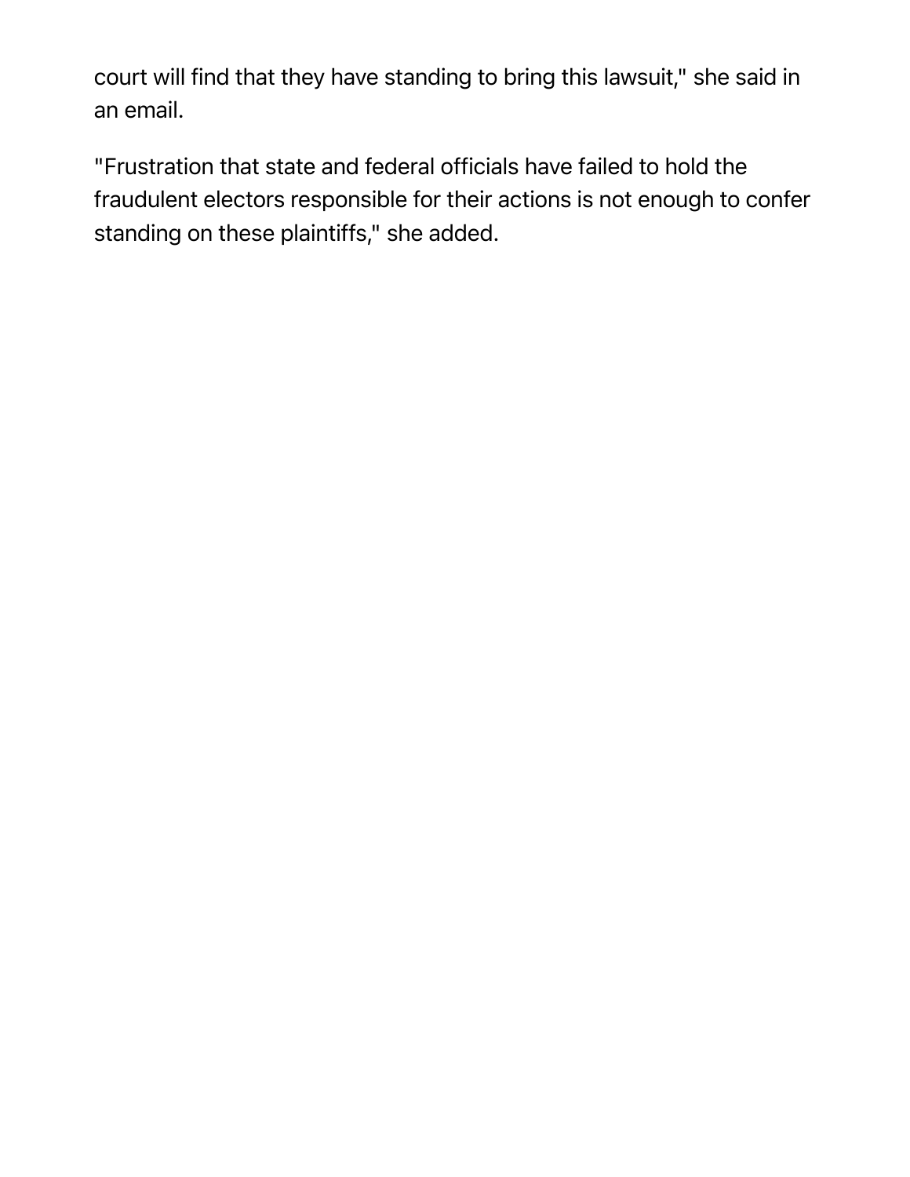court will find that they have standing to bring this lawsuit," she said in an email.

"Frustration that state and federal officials have failed to hold the fraudulent electors responsible for their actions is not enough to confer standing on these plaintiffs," she added.